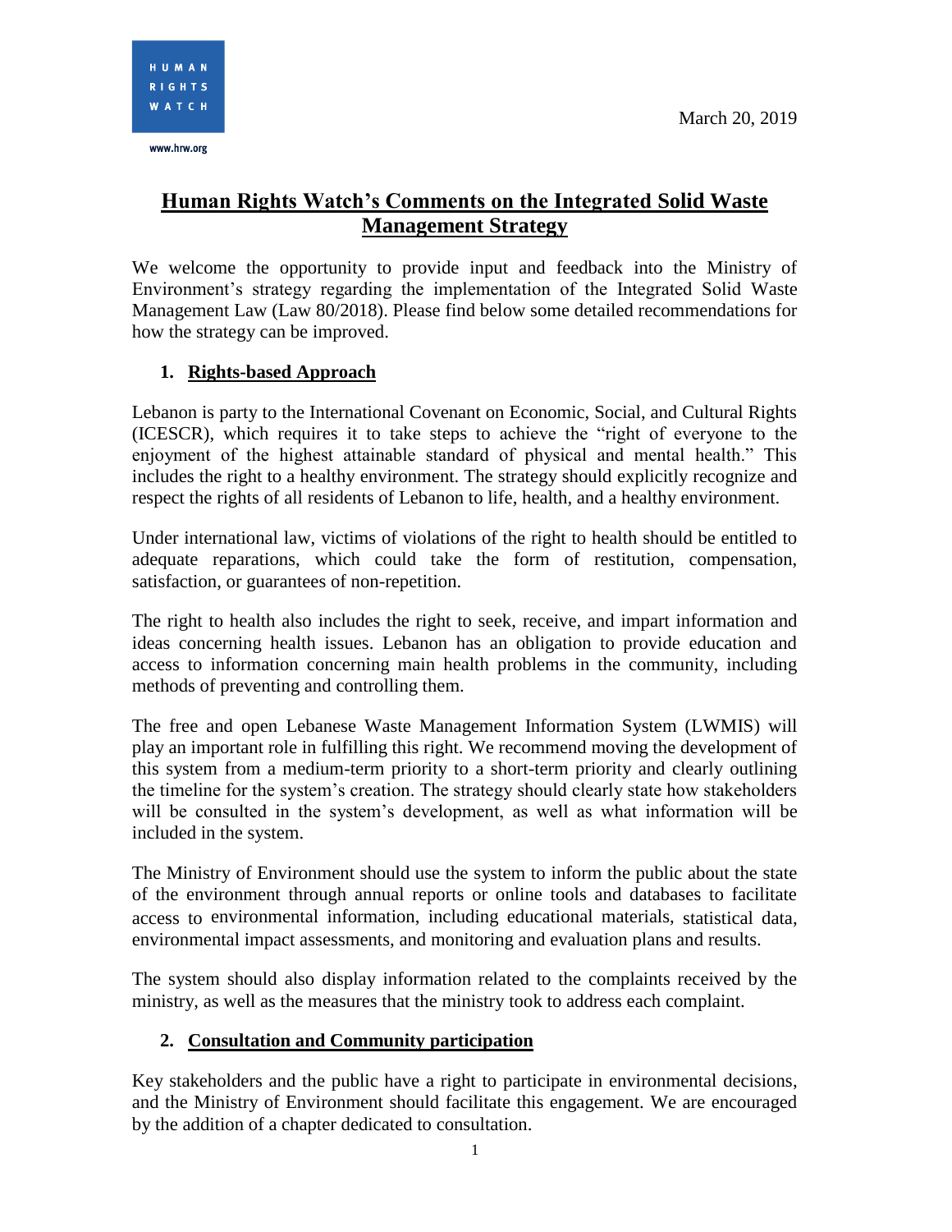HUMAN RIGHTS WATCH

www.hrw.org

March 20, 2019

# Human Rights Watch's Comments on the Integrated Solid Waste Management Strategy

We welcome the opportunity to provide input and feedback into the Ministry of Environment's strategy regarding the implementation of the Integrated Solid Waste Management Law (Law 80/2018). Please find below some detailed recommendations for how the strategy can be improved.

## 1. Rights-based Approach

Lebanon is party to the International Covenant on Economic, Social, and Cultural Rights (ICESCR), which requires it to take steps to achieve the "right of everyone to the enjoyment of the highest attainable standard of physical and mental health." This includes the right to a healthy environment. The strategy should explicitly recognize and respect the rights of all residents of Lebanon to life, health, and a healthy environment.

Under international law, victims of violations of the right to health should be entitled to adequate reparations, which could take the form of restitution, compensation, satisfaction, or guarantees of non-repetition.

The right to health also includes the right to seek, receive, and impart information and ideas concerning health issues. Lebanon has an obligation to provide education and access to information concerning main health problems in the community, including methods of preventing and controlling them.

The free and open Lebanese Waste Management Information System (LWMIS) will play an important role in fulfilling this right. We recommend moving the development of this system from a medium-term priority to a short-term priority and clearly outlining the timeline for the system's creation. The strategy should clearly state how stakeholders will be consulted in the system's development, as well as what information will be included in the system.

The Ministry of Environment should use the system to inform the public about the state of the environment through annual reports or online tools and databases to facilitate access to environmental information, including educational materials, statistical data, environmental impact assessments, and monitoring and evaluation plans and results.

The system should also display information related to the complaints received by the ministry, as well as the measures that the ministry took to address each complaint.

## 2. Consultation and Community participation

Key stakeholders and the public have a right to participate in environmental decisions, and the Ministry of Environment should facilitate this engagement. We are encouraged by the addition of a chapter dedicated to consultation.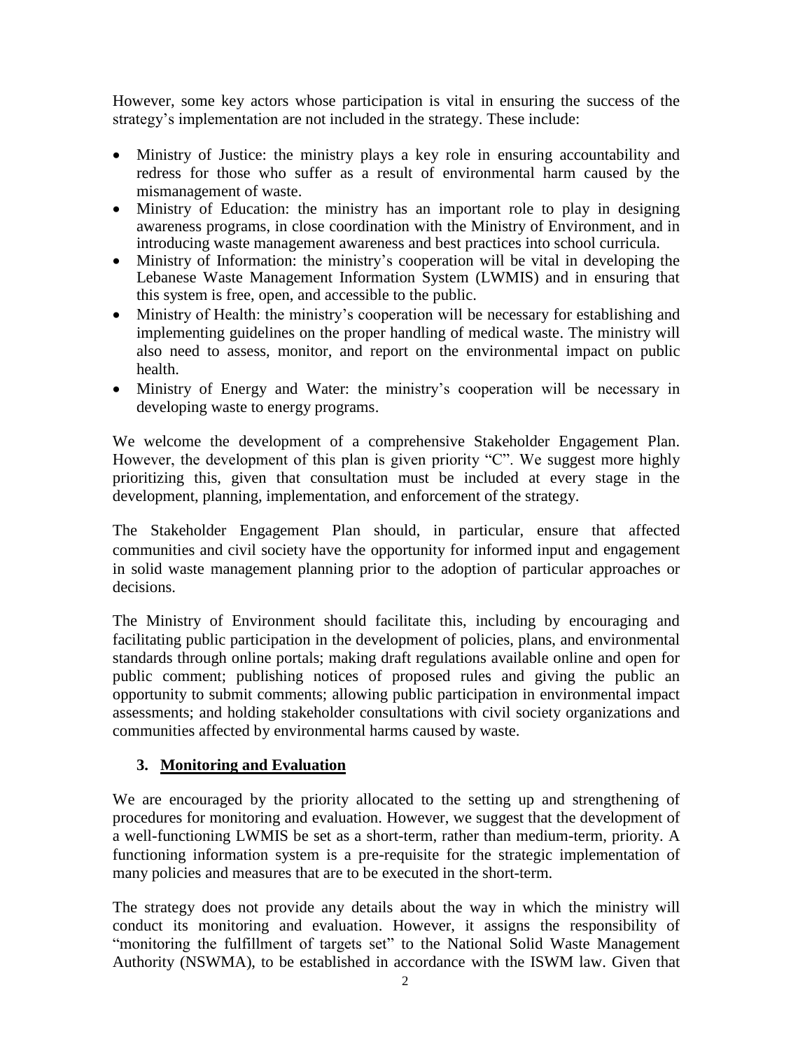However, some key actors whose participation is vital in ensuring the success of the strategy's implementation are not included in the strategy. These include:

- Ministry of Justice: the ministry plays a key role in ensuring accountability and redress for those who suffer as a result of environmental harm caused by the mismanagement of waste.
- Ministry of Education: the ministry has an important role to play in designing awareness programs, in close coordination with the Ministry of Environment, and in introducing waste management awareness and best practices into school curricula.
- Ministry of Information: the ministry's cooperation will be vital in developing the Lebanese Waste Management Information System (LWMIS) and in ensuring that this system is free, open, and accessible to the public.
- Ministry of Health: the ministry's cooperation will be necessary for establishing and implementing guidelines on the proper handling of medical waste. The ministry will also need to assess, monitor, and report on the environmental impact on public health.
- Ministry of Energy and Water: the ministry's cooperation will be necessary in developing waste to energy programs.

We welcome the development of a comprehensive Stakeholder Engagement Plan. However, the development of this plan is given priority "C". We suggest more highly prioritizing this, given that consultation must be included at every stage in the development, planning, implementation, and enforcement of the strategy.

The Stakeholder Engagement Plan should, in particular, ensure that affected communities and civil society have the opportunity for informed input and engagement in solid waste management planning prior to the adoption of particular approaches or decisions.

The Ministry of Environment should facilitate this, including by encouraging and facilitating public participation in the development of policies, plans, and environmental standards through online portals; making draft regulations available online and open for public comment; publishing notices of proposed rules and giving the public an opportunity to submit comments; allowing public participation in environmental impact assessments; and holding stakeholder consultations with civil society organizations and communities affected by environmental harms caused by waste.

### 3. Monitoring and Evaluation

We are encouraged by the priority allocated to the setting up and strengthening of procedures for monitoring and evaluation. However, we suggest that the development of a well-functioning LWMIS be set as a short-term, rather than medium-term, priority. A functioning information system is a pre-requisite for the strategic implementation of many policies and measures that are to be executed in the short-term.

The strategy does not provide any details about the way in which the ministry will conduct its monitoring and evaluation. However, it assigns the responsibility of "monitoring the fulfillment of targets set" to the National Solid Waste Management Authority (NSWMA), to be established in accordance with the ISWM law. Given that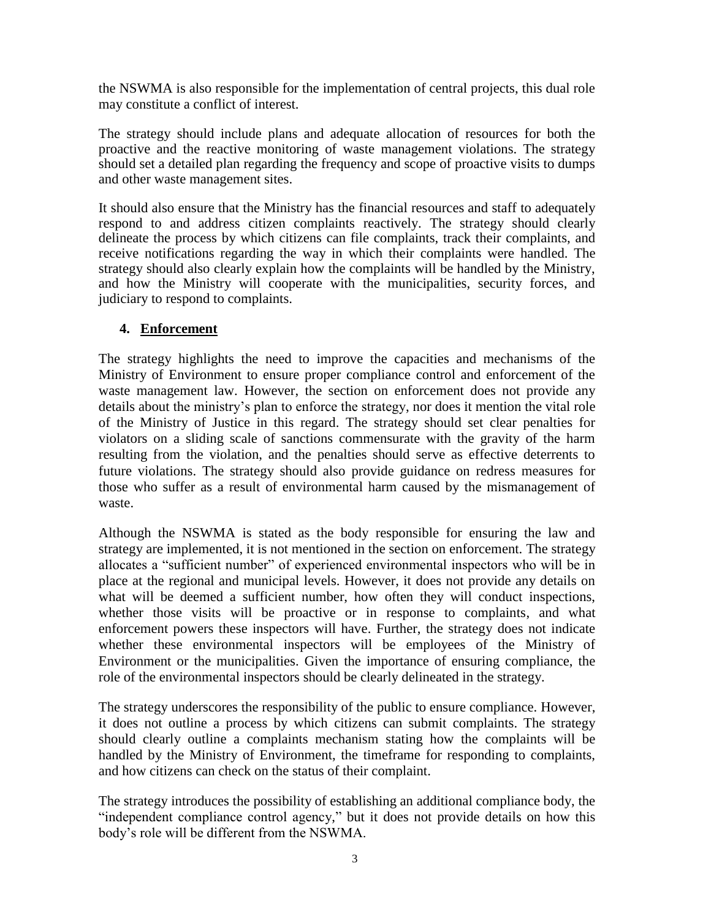the NSWMA is also responsible for the implementation of central projects, this dual role may constitute a conflict of interest.

The strategy should include plans and adequate allocation of resources for both the proactive and the reactive monitoring of waste management violations. The strategy should set a detailed plan regarding the frequency and scope of proactive visits to dumps and other waste management sites.

It should also ensure that the Ministry has the financial resources and staff to adequately respond to and address citizen complaints reactively. The strategy should clearly delineate the process by which citizens can file complaints, track their complaints, and receive notifications regarding the way in which their complaints were handled. The strategy should also clearly explain how the complaints will be handled by the Ministry, and how the Ministry will cooperate with the municipalities, security forces, and judiciary to respond to complaints.

## 4. **Enforcement**

The strategy highlights the need to improve the capacities and mechanisms of the Ministry of Environment to ensure proper compliance control and enforcement of the waste management law. However, the section on enforcement does not provide any details about the ministry's plan to enforce the strategy, nor does it mention the vital role of the Ministry of Justice in this regard. The strategy should set clear penalties for violators on a sliding scale of sanctions commensurate with the gravity of the harm resulting from the violation, and the penalties should serve as effective deterrents to future violations. The strategy should also provide guidance on redress measures for those who suffer as a result of environmental harm caused by the mismanagement of waste.

Although the NSWMA is stated as the body responsible for ensuring the law and strategy are implemented, it is not mentioned in the section on enforcement. The strategy allocates a "sufficient number" of experienced environmental inspectors who will be in place at the regional and municipal levels. However, it does not provide any details on what will be deemed a sufficient number, how often they will conduct inspections, whether those visits will be proactive or in response to complaints, and what enforcement powers these inspectors will have. Further, the strategy does not indicate whether these environmental inspectors will be employees of the Ministry of Environment or the municipalities. Given the importance of ensuring compliance, the role of the environmental inspectors should be clearly delineated in the strategy.

The strategy underscores the responsibility of the public to ensure compliance. However, it does not outline a process by which citizens can submit complaints. The strategy should clearly outline a complaints mechanism stating how the complaints will be handled by the Ministry of Environment, the timeframe for responding to complaints, and how citizens can check on the status of their complaint.

The strategy introduces the possibility of establishing an additional compliance body, the "independent compliance control agency," but it does not provide details on how this body's role will be different from the NSWMA.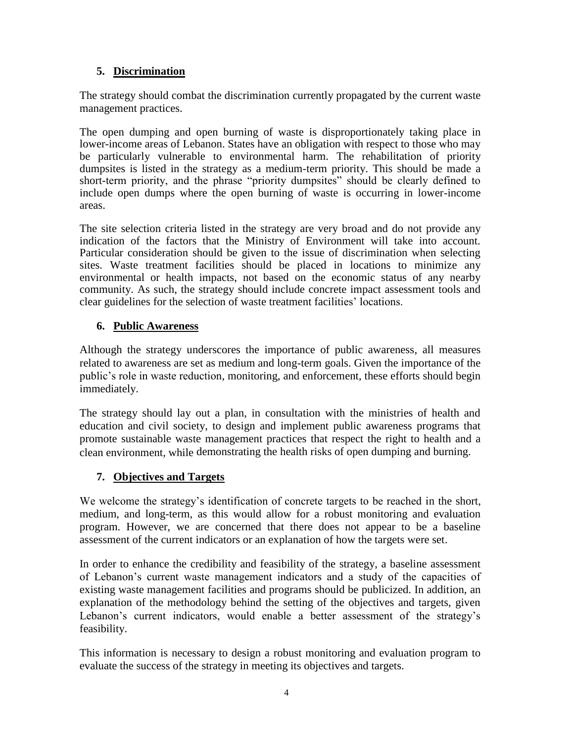## 5. Discrimination

The strategy should combat the discrimination currently propagated by the current waste management practices.

The open dumping and open burning of waste is disproportionately taking place in lower-income areas of Lebanon. States have an obligation with respect to those who may be particularly vulnerable to environmental harm. The rehabilitation of priority dumpsites is listed in the strategy as a medium-term priority. This should be made a short-term priority, and the phrase "priority dumpsites" should be clearly defined to include open dumps where the open burning of waste is occurring in lower-income areas.

The site selection criteria listed in the strategy are very broad and do not provide any indication of the factors that the Ministry of Environment will take into account. Particular consideration should be given to the issue of discrimination when selecting sites. Waste treatment facilities should be placed in locations to minimize any environmental or health impacts, not based on the economic status of any nearby community. As such, the strategy should include concrete impact assessment tools and clear guidelines for the selection of waste treatment facilities' locations.

## 6. Public Awareness

Although the strategy underscores the importance of public awareness, all measures related to awareness are set as medium and long-term goals. Given the importance of the public's role in waste reduction, monitoring, and enforcement, these efforts should begin immediately.

The strategy should lay out a plan, in consultation with the ministries of health and education and civil society, to design and implement public awareness programs that promote sustainable waste management practices that respect the right to health and a clean environment, while demonstrating the health risks of open dumping and burning.

## 7. Objectives and Targets

We welcome the strategy's identification of concrete targets to be reached in the short, medium, and long-term, as this would allow for a robust monitoring and evaluation program. However, we are concerned that there does not appear to be a baseline assessment of the current indicators or an explanation of how the targets were set.

In order to enhance the credibility and feasibility of the strategy, a baseline assessment of Lebanon's current waste management indicators and a study of the capacities of existing waste management facilities and programs should be publicized. In addition, an explanation of the methodology behind the setting of the objectives and targets, given Lebanon's current indicators, would enable a better assessment of the strategy's feasibility.

This information is necessary to design a robust monitoring and evaluation program to evaluate the success of the strategy in meeting its objectives and targets.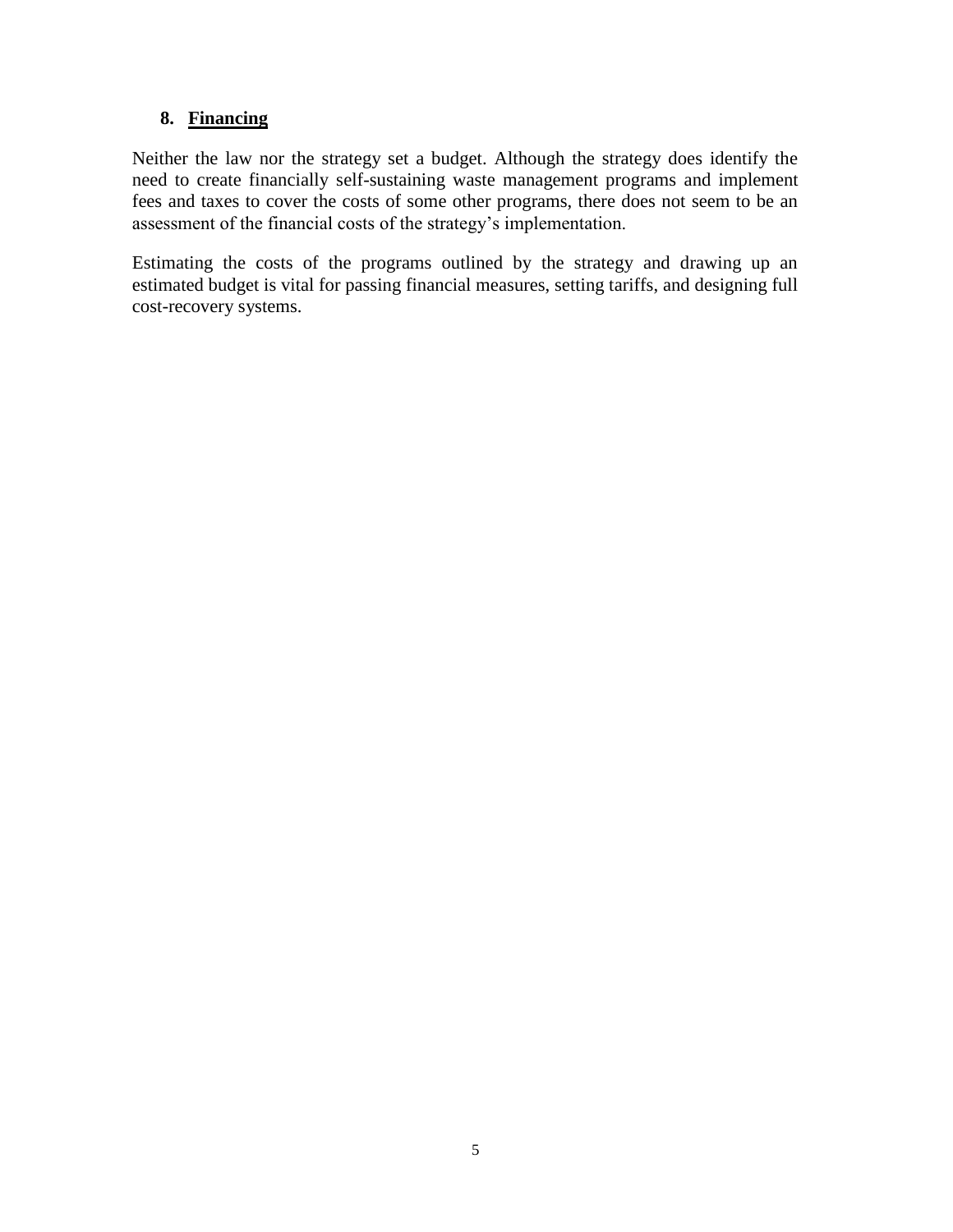## 8. Financing

Neither the law nor the strategy set a budget. Although the strategy does identify the need to create financially self-sustaining waste management programs and implement fees and taxes to cover the costs of some other programs, there does not seem to be an assessment of the financial costs of the strategy's implementation.

Estimating the costs of the programs outlined by the strategy and drawing up an estimated budget is vital for passing financial measures, setting tariffs, and designing full cost-recovery systems.